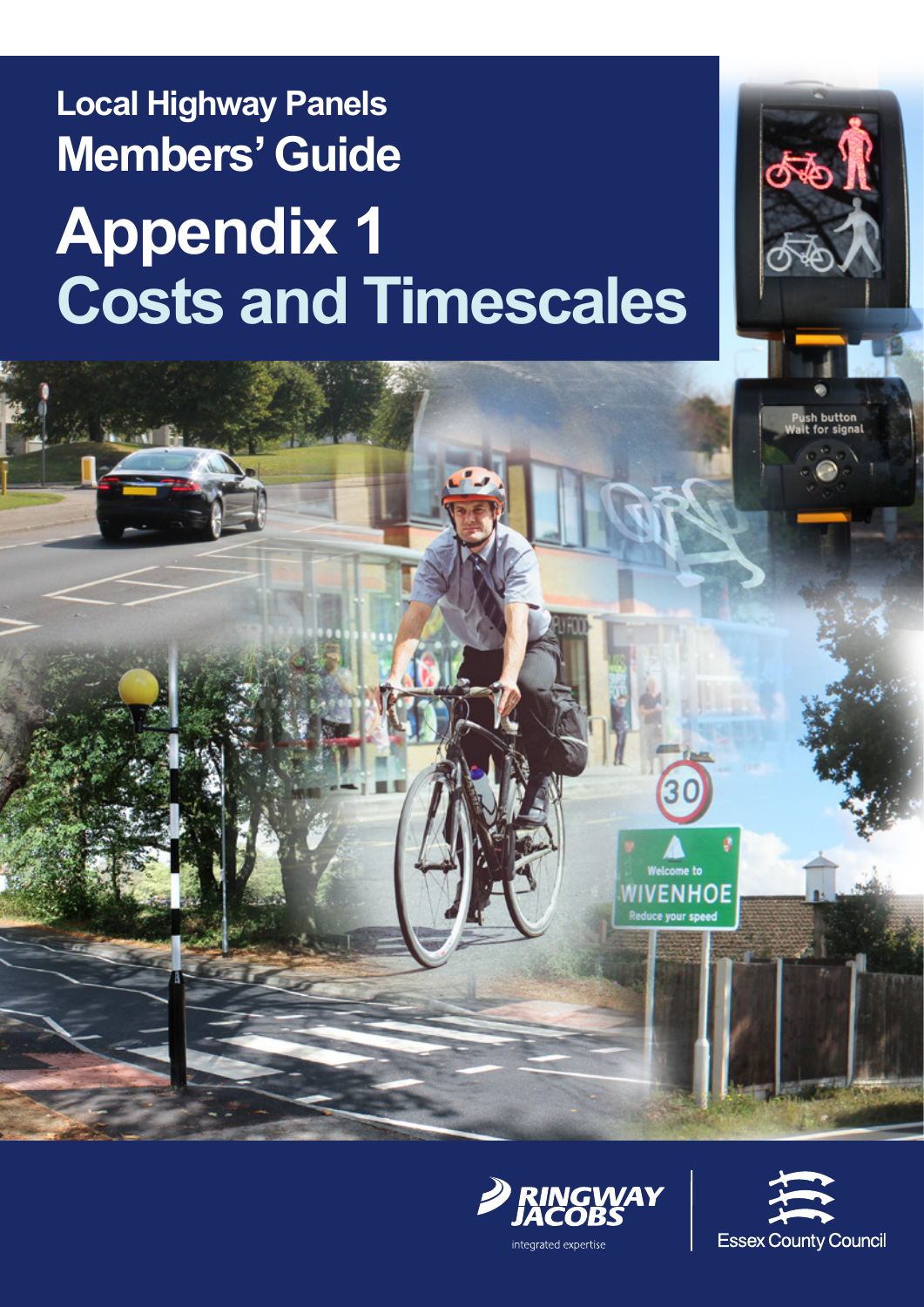# Local Highway Panels Members' Guide

# Appendix 1 Costs and Timescales

Ringway Jacobs
integrated expertise

Essex County Council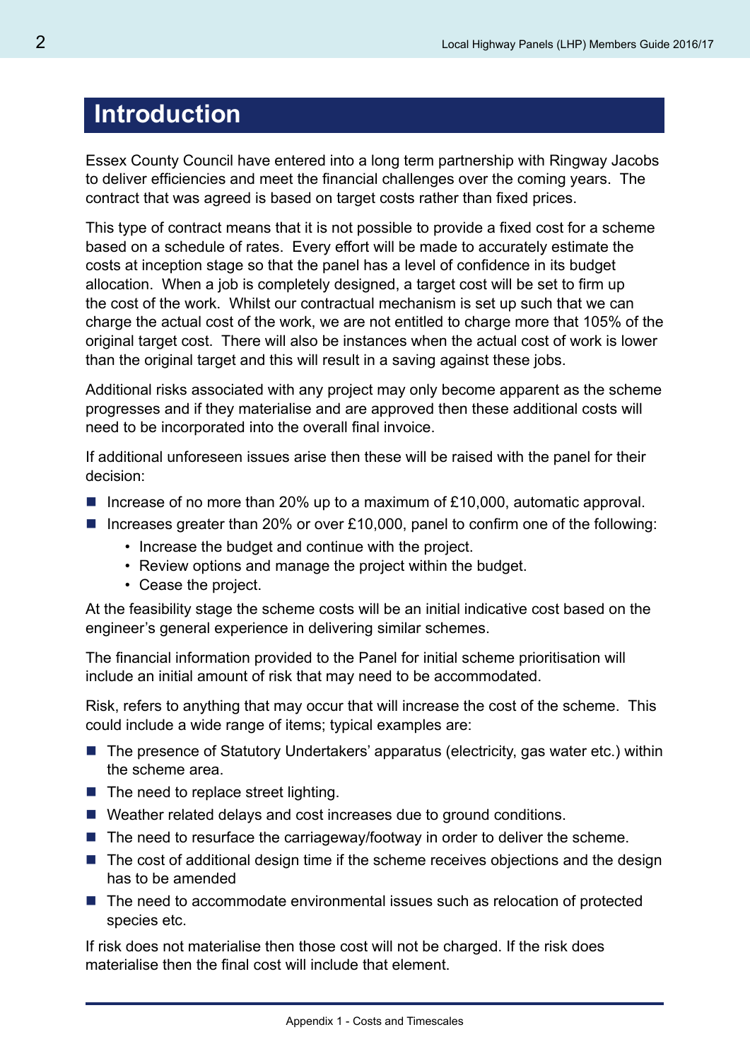# Introduction

Essex County Council have entered into a long term partnership with Ringway Jacobs to deliver efficiencies and meet the financial challenges over the coming years. The contract that was agreed is based on target costs rather than fixed prices.

This type of contract means that it is not possible to provide a fixed cost for a scheme based on a schedule of rates. Every effort will be made to accurately estimate the costs at inception stage so that the panel has a level of confidence in its budget allocation. When a job is completely designed, a target cost will be set to firm up the cost of the work. Whilst our contractual mechanism is set up such that we can charge the actual cost of the work, we are not entitled to charge more that 105% of the original target cost. There will also be instances when the actual cost of work is lower than the original target and this will result in a saving against these jobs.

Additional risks associated with any project may only become apparent as the scheme progresses and if they materialise and are approved then these additional costs will need to be incorporated into the overall final invoice.

If additional unforeseen issues arise then these will be raised with the panel for their decision:

- Increase of no more than 20% up to a maximum of £10,000, automatic approval.
- Increases greater than 20% or over £10,000, panel to confirm one of the following:
  - Increase the budget and continue with the project.
  - Review options and manage the project within the budget.
  - Cease the project.

At the feasibility stage the scheme costs will be an initial indicative cost based on the engineer's general experience in delivering similar schemes.

The financial information provided to the Panel for initial scheme prioritisation will include an initial amount of risk that may need to be accommodated.

Risk, refers to anything that may occur that will increase the cost of the scheme. This could include a wide range of items; typical examples are:

- The presence of Statutory Undertakers' apparatus (electricity, gas water etc.) within the scheme area.
- The need to replace street lighting.
- Weather related delays and cost increases due to ground conditions.
- The need to resurface the carriageway/footway in order to deliver the scheme.
- The cost of additional design time if the scheme receives objections and the design has to be amended
- The need to accommodate environmental issues such as relocation of protected species etc.

If risk does not materialise then those cost will not be charged. If the risk does materialise then the final cost will include that element.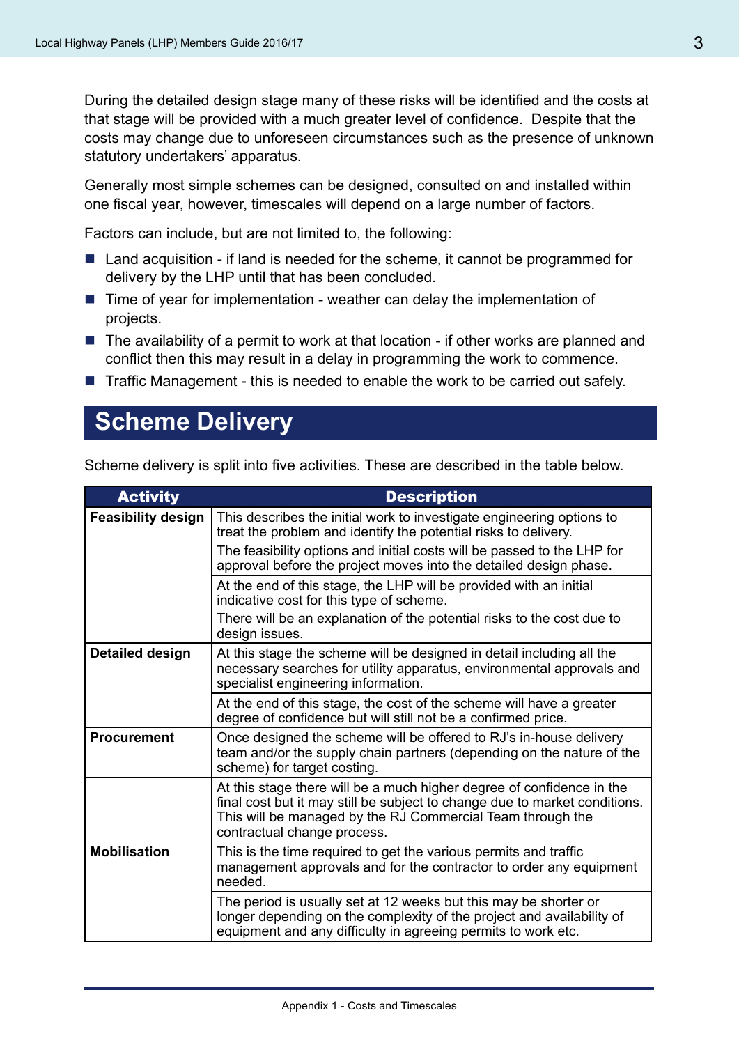During the detailed design stage many of these risks will be identified and the costs at that stage will be provided with a much greater level of confidence. Despite that the costs may change due to unforeseen circumstances such as the presence of unknown statutory undertakers' apparatus.

Generally most simple schemes can be designed, consulted on and installed within one fiscal year, however, timescales will depend on a large number of factors.

Factors can include, but are not limited to, the following:

- Land acquisition - if land is needed for the scheme, it cannot be programmed for delivery by the LHP until that has been concluded.
- Time of year for implementation - weather can delay the implementation of projects.
- The availability of a permit to work at that location - if other works are planned and conflict then this may result in a delay in programming the work to commence.
- Traffic Management - this is needed to enable the work to be carried out safely.

## Scheme Delivery

Scheme delivery is split into five activities. These are described in the table below.

| Activity | Description |
|---|---|
| **Feasibility design** | This describes the initial work to investigate engineering options to treat the problem and identify the potential risks to delivery. The feasibility options and initial costs will be passed to the LHP for approval before the project moves into the detailed design phase. |
| | At the end of this stage, the LHP will be provided with an initial indicative cost for this type of scheme. There will be an explanation of the potential risks to the cost due to design issues. |
| **Detailed design** | At this stage the scheme will be designed in detail including all the necessary searches for utility apparatus, environmental approvals and specialist engineering information. |
| | At the end of this stage, the cost of the scheme will have a greater degree of confidence but will still not be a confirmed price. |
| **Procurement** | Once designed the scheme will be offered to RJ's in-house delivery team and/or the supply chain partners (depending on the nature of the scheme) for target costing. |
| | At this stage there will be a much higher degree of confidence in the final cost but it may still be subject to change due to market conditions. This will be managed by the RJ Commercial Team through the contractual change process. |
| **Mobilisation** | This is the time required to get the various permits and traffic management approvals and for the contractor to order any equipment needed. |
| | The period is usually set at 12 weeks but this may be shorter or longer depending on the complexity of the project and availability of equipment and any difficulty in agreeing permits to work etc. |

Appendix 1 - Costs and Timescales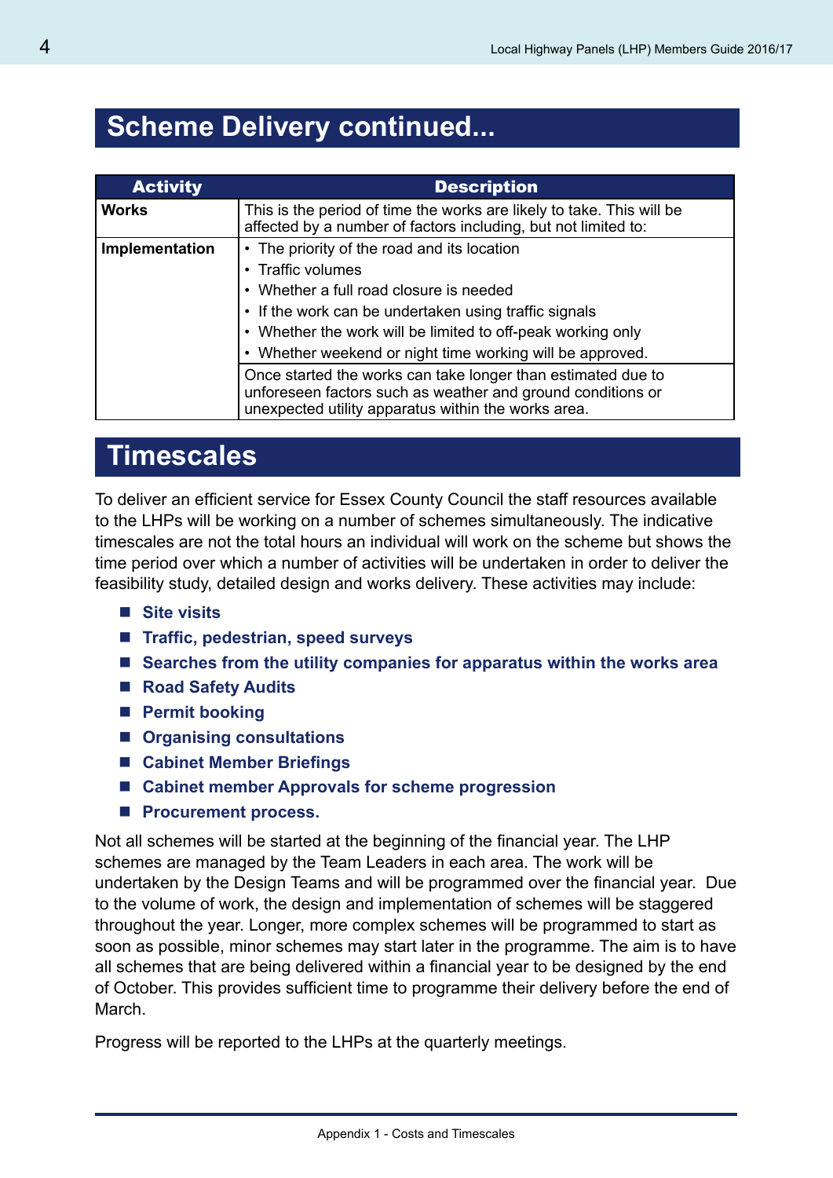## Scheme Delivery continued...

| Activity | Description |
|---|---|
| **Works** | This is the period of time the works are likely to take. This will be affected by a number of factors including, but not limited to: |
| **Implementation** | • The priority of the road and its location<br>• Traffic volumes<br>• Whether a full road closure is needed<br>• If the work can be undertaken using traffic signals<br>• Whether the work will be limited to off-peak working only<br>• Whether weekend or night time working will be approved. |
| | Once started the works can take longer than estimated due to unforeseen factors such as weather and ground conditions or unexpected utility apparatus within the works area. |

## Timescales

To deliver an efficient service for Essex County Council the staff resources available to the LHPs will be working on a number of schemes simultaneously. The indicative timescales are not the total hours an individual will work on the scheme but shows the time period over which a number of activities will be undertaken in order to deliver the feasibility study, detailed design and works delivery. These activities may include:

- **Site visits**
- **Traffic, pedestrian, speed surveys**
- **Searches from the utility companies for apparatus within the works area**
- **Road Safety Audits**
- **Permit booking**
- **Organising consultations**
- **Cabinet Member Briefings**
- **Cabinet member Approvals for scheme progression**
- **Procurement process.**

Not all schemes will be started at the beginning of the financial year. The LHP schemes are managed by the Team Leaders in each area. The work will be undertaken by the Design Teams and will be programmed over the financial year. Due to the volume of work, the design and implementation of schemes will be staggered throughout the year. Longer, more complex schemes will be programmed to start as soon as possible, minor schemes may start later in the programme. The aim is to have all schemes that are being delivered within a financial year to be designed by the end of October. This provides sufficient time to programme their delivery before the end of March.

Progress will be reported to the LHPs at the quarterly meetings.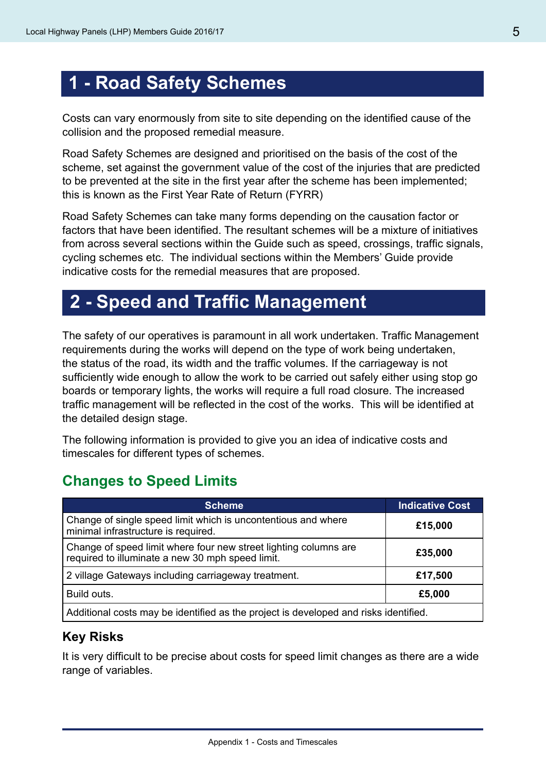# 1 - Road Safety Schemes

Costs can vary enormously from site to site depending on the identified cause of the collision and the proposed remedial measure.

Road Safety Schemes are designed and prioritised on the basis of the cost of the scheme, set against the government value of the cost of the injuries that are predicted to be prevented at the site in the first year after the scheme has been implemented; this is known as the First Year Rate of Return (FYRR)

Road Safety Schemes can take many forms depending on the causation factor or factors that have been identified. The resultant schemes will be a mixture of initiatives from across several sections within the Guide such as speed, crossings, traffic signals, cycling schemes etc. The individual sections within the Members' Guide provide indicative costs for the remedial measures that are proposed.

# 2 - Speed and Traffic Management

The safety of our operatives is paramount in all work undertaken. Traffic Management requirements during the works will depend on the type of work being undertaken, the status of the road, its width and the traffic volumes. If the carriageway is not sufficiently wide enough to allow the work to be carried out safely either using stop go boards or temporary lights, the works will require a full road closure. The increased traffic management will be reflected in the cost of the works. This will be identified at the detailed design stage.

The following information is provided to give you an idea of indicative costs and timescales for different types of schemes.

## Changes to Speed Limits

| Scheme | Indicative Cost |
|---|---|
| Change of single speed limit which is uncontentious and where minimal infrastructure is required. | **£15,000** |
| Change of speed limit where four new street lighting columns are required to illuminate a new 30 mph speed limit. | **£35,000** |
| 2 village Gateways including carriageway treatment. | **£17,500** |
| Build outs. | **£5,000** |
| Additional costs may be identified as the project is developed and risks identified. | |

### Key Risks

It is very difficult to be precise about costs for speed limit changes as there are a wide range of variables.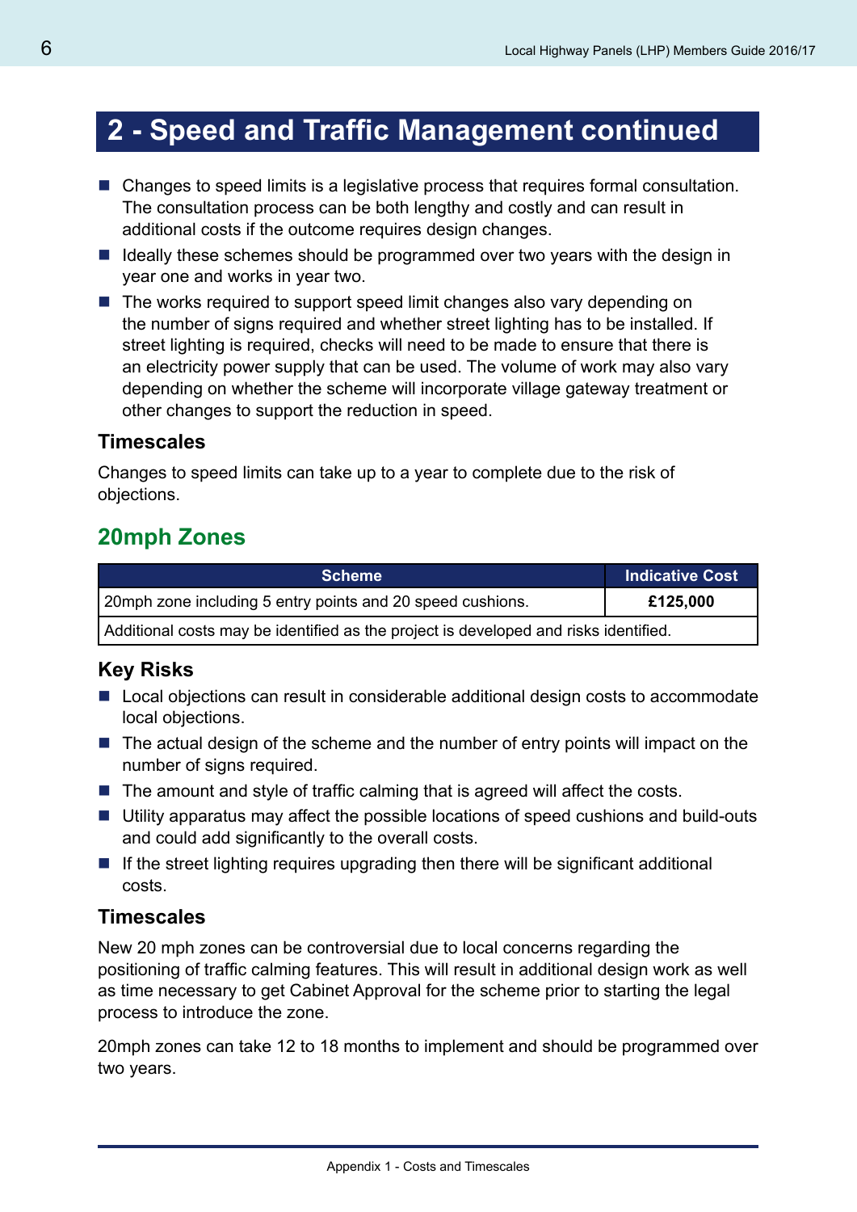## 2 - Speed and Traffic Management continued

- Changes to speed limits is a legislative process that requires formal consultation. The consultation process can be both lengthy and costly and can result in additional costs if the outcome requires design changes.
- Ideally these schemes should be programmed over two years with the design in year one and works in year two.
- The works required to support speed limit changes also vary depending on the number of signs required and whether street lighting has to be installed. If street lighting is required, checks will need to be made to ensure that there is an electricity power supply that can be used. The volume of work may also vary depending on whether the scheme will incorporate village gateway treatment or other changes to support the reduction in speed.

### Timescales

Changes to speed limits can take up to a year to complete due to the risk of objections.

## 20mph Zones

| Scheme | Indicative Cost |
|---|---|
| 20mph zone including 5 entry points and 20 speed cushions. | **£125,000** |
| Additional costs may be identified as the project is developed and risks identified. | |

### Key Risks

- Local objections can result in considerable additional design costs to accommodate local objections.
- The actual design of the scheme and the number of entry points will impact on the number of signs required.
- The amount and style of traffic calming that is agreed will affect the costs.
- Utility apparatus may affect the possible locations of speed cushions and build-outs and could add significantly to the overall costs.
- If the street lighting requires upgrading then there will be significant additional costs.

### Timescales

New 20 mph zones can be controversial due to local concerns regarding the positioning of traffic calming features. This will result in additional design work as well as time necessary to get Cabinet Approval for the scheme prior to starting the legal process to introduce the zone.

20mph zones can take 12 to 18 months to implement and should be programmed over two years.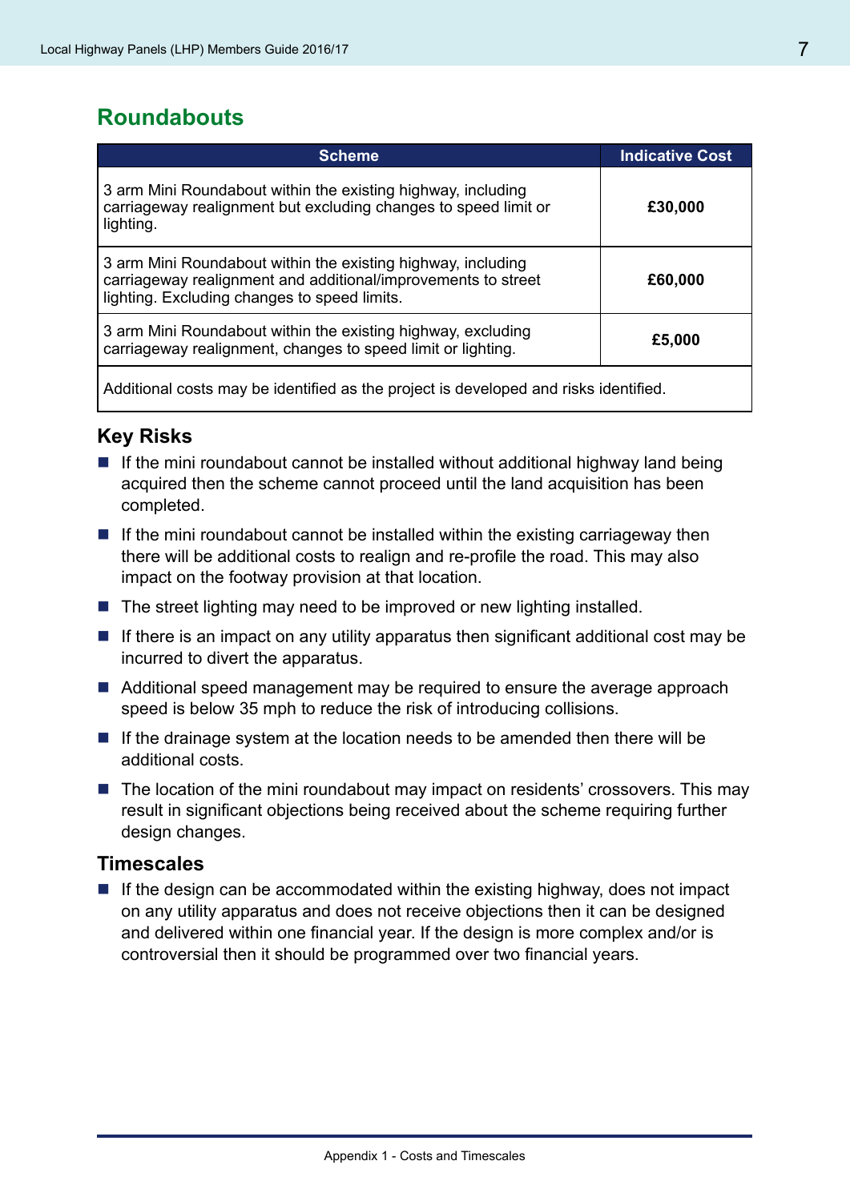## Roundabouts

| Scheme | Indicative Cost |
|---|---|
| 3 arm Mini Roundabout within the existing highway, including carriageway realignment but excluding changes to speed limit or lighting. | **£30,000** |
| 3 arm Mini Roundabout within the existing highway, including carriageway realignment and additional/improvements to street lighting. Excluding changes to speed limits. | **£60,000** |
| 3 arm Mini Roundabout within the existing highway, excluding carriageway realignment, changes to speed limit or lighting. | **£5,000** |
| Additional costs may be identified as the project is developed and risks identified. | |

### Key Risks

- If the mini roundabout cannot be installed without additional highway land being acquired then the scheme cannot proceed until the land acquisition has been completed.
- If the mini roundabout cannot be installed within the existing carriageway then there will be additional costs to realign and re-profile the road. This may also impact on the footway provision at that location.
- The street lighting may need to be improved or new lighting installed.
- If there is an impact on any utility apparatus then significant additional cost may be incurred to divert the apparatus.
- Additional speed management may be required to ensure the average approach speed is below 35 mph to reduce the risk of introducing collisions.
- If the drainage system at the location needs to be amended then there will be additional costs.
- The location of the mini roundabout may impact on residents' crossovers. This may result in significant objections being received about the scheme requiring further design changes.

### Timescales

- If the design can be accommodated within the existing highway, does not impact on any utility apparatus and does not receive objections then it can be designed and delivered within one financial year. If the design is more complex and/or is controversial then it should be programmed over two financial years.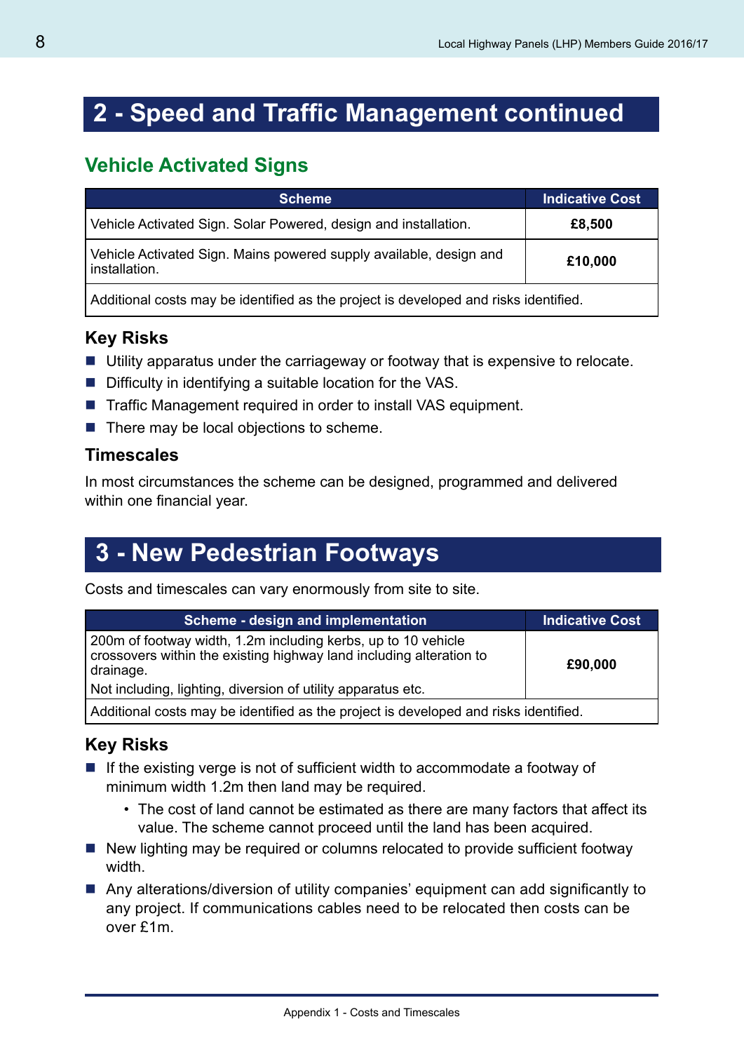## 2 - Speed and Traffic Management continued

### Vehicle Activated Signs

| Scheme | Indicative Cost |
|---|---|
| Vehicle Activated Sign. Solar Powered, design and installation. | **£8,500** |
| Vehicle Activated Sign. Mains powered supply available, design and installation. | **£10,000** |
| Additional costs may be identified as the project is developed and risks identified. | |

#### Key Risks

- Utility apparatus under the carriageway or footway that is expensive to relocate.
- Difficulty in identifying a suitable location for the VAS.
- Traffic Management required in order to install VAS equipment.
- There may be local objections to scheme.

#### Timescales

In most circumstances the scheme can be designed, programmed and delivered within one financial year.

## 3 - New Pedestrian Footways

Costs and timescales can vary enormously from site to site.

| Scheme - design and implementation | Indicative Cost |
|---|---|
| 200m of footway width, 1.2m including kerbs, up to 10 vehicle crossovers within the existing highway land including alteration to drainage.<br>Not including, lighting, diversion of utility apparatus etc. | **£90,000** |
| Additional costs may be identified as the project is developed and risks identified. | |

#### Key Risks

- If the existing verge is not of sufficient width to accommodate a footway of minimum width 1.2m then land may be required.
  - The cost of land cannot be estimated as there are many factors that affect its value. The scheme cannot proceed until the land has been acquired.
- New lighting may be required or columns relocated to provide sufficient footway width.
- Any alterations/diversion of utility companies' equipment can add significantly to any project. If communications cables need to be relocated then costs can be over £1m.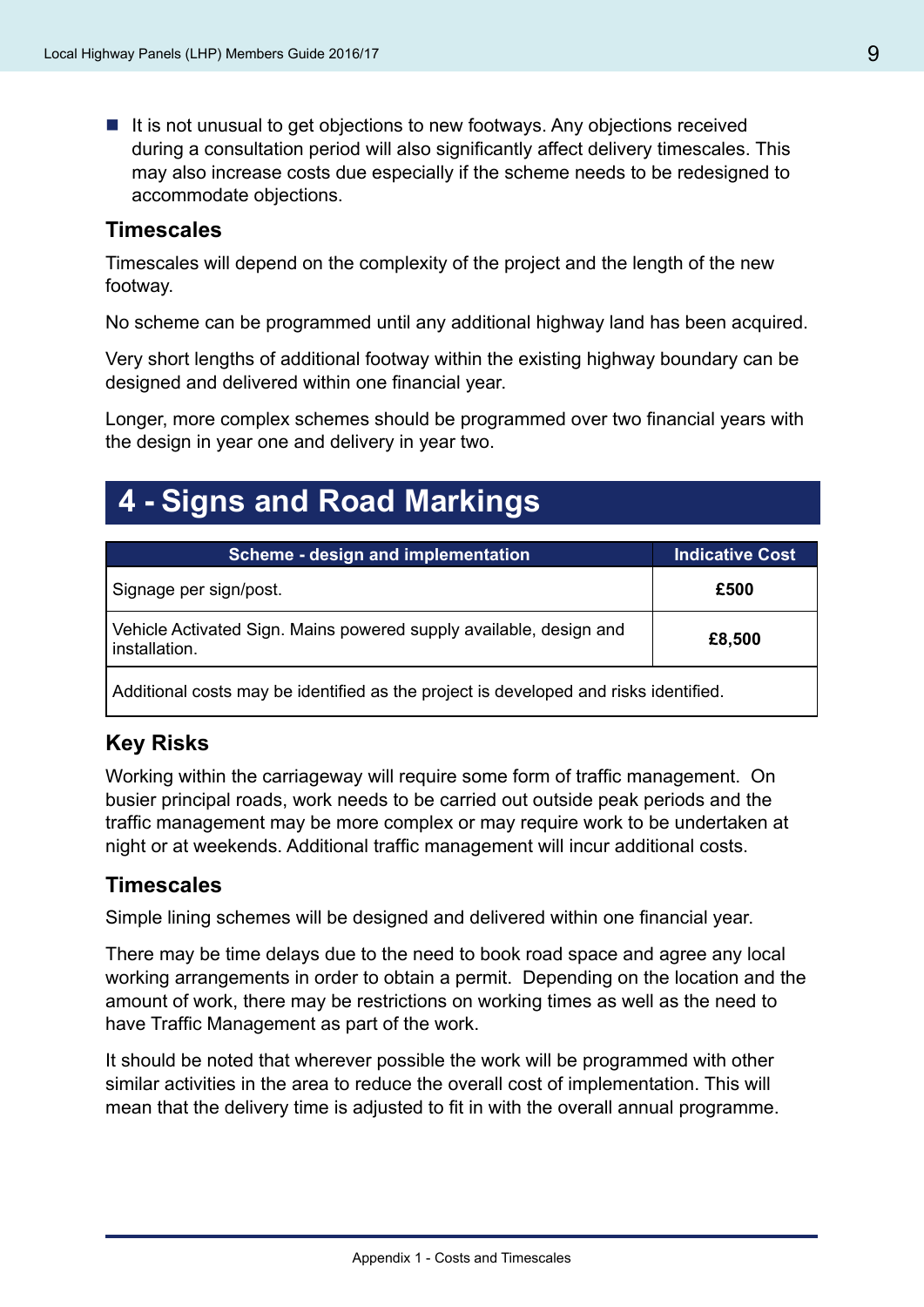- It is not unusual to get objections to new footways. Any objections received during a consultation period will also significantly affect delivery timescales. This may also increase costs due especially if the scheme needs to be redesigned to accommodate objections.

### Timescales

Timescales will depend on the complexity of the project and the length of the new footway.

No scheme can be programmed until any additional highway land has been acquired.

Very short lengths of additional footway within the existing highway boundary can be designed and delivered within one financial year.

Longer, more complex schemes should be programmed over two financial years with the design in year one and delivery in year two.

## 4 - Signs and Road Markings

| Scheme - design and implementation | Indicative Cost |
|---|---|
| Signage per sign/post. | **£500** |
| Vehicle Activated Sign. Mains powered supply available, design and installation. | **£8,500** |
| Additional costs may be identified as the project is developed and risks identified. | |

### Key Risks

Working within the carriageway will require some form of traffic management. On busier principal roads, work needs to be carried out outside peak periods and the traffic management may be more complex or may require work to be undertaken at night or at weekends. Additional traffic management will incur additional costs.

### Timescales

Simple lining schemes will be designed and delivered within one financial year.

There may be time delays due to the need to book road space and agree any local working arrangements in order to obtain a permit. Depending on the location and the amount of work, there may be restrictions on working times as well as the need to have Traffic Management as part of the work.

It should be noted that wherever possible the work will be programmed with other similar activities in the area to reduce the overall cost of implementation. This will mean that the delivery time is adjusted to fit in with the overall annual programme.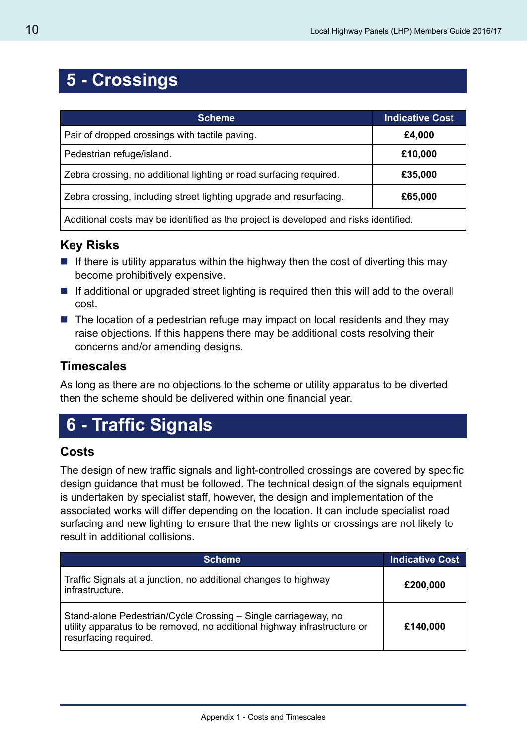## 5 - Crossings

| Scheme | Indicative Cost |
|---|---|
| Pair of dropped crossings with tactile paving. | **£4,000** |
| Pedestrian refuge/island. | **£10,000** |
| Zebra crossing, no additional lighting or road surfacing required. | **£35,000** |
| Zebra crossing, including street lighting upgrade and resurfacing. | **£65,000** |
| Additional costs may be identified as the project is developed and risks identified. | |

### Key Risks

- If there is utility apparatus within the highway then the cost of diverting this may become prohibitively expensive.
- If additional or upgraded street lighting is required then this will add to the overall cost.
- The location of a pedestrian refuge may impact on local residents and they may raise objections. If this happens there may be additional costs resolving their concerns and/or amending designs.

### Timescales

As long as there are no objections to the scheme or utility apparatus to be diverted then the scheme should be delivered within one financial year.

## 6 - Traffic Signals

### Costs

The design of new traffic signals and light-controlled crossings are covered by specific design guidance that must be followed. The technical design of the signals equipment is undertaken by specialist staff, however, the design and implementation of the associated works will differ depending on the location. It can include specialist road surfacing and new lighting to ensure that the new lights or crossings are not likely to result in additional collisions.

| Scheme | Indicative Cost |
|---|---|
| Traffic Signals at a junction, no additional changes to highway infrastructure. | **£200,000** |
| Stand-alone Pedestrian/Cycle Crossing – Single carriageway, no utility apparatus to be removed, no additional highway infrastructure or resurfacing required. | **£140,000** |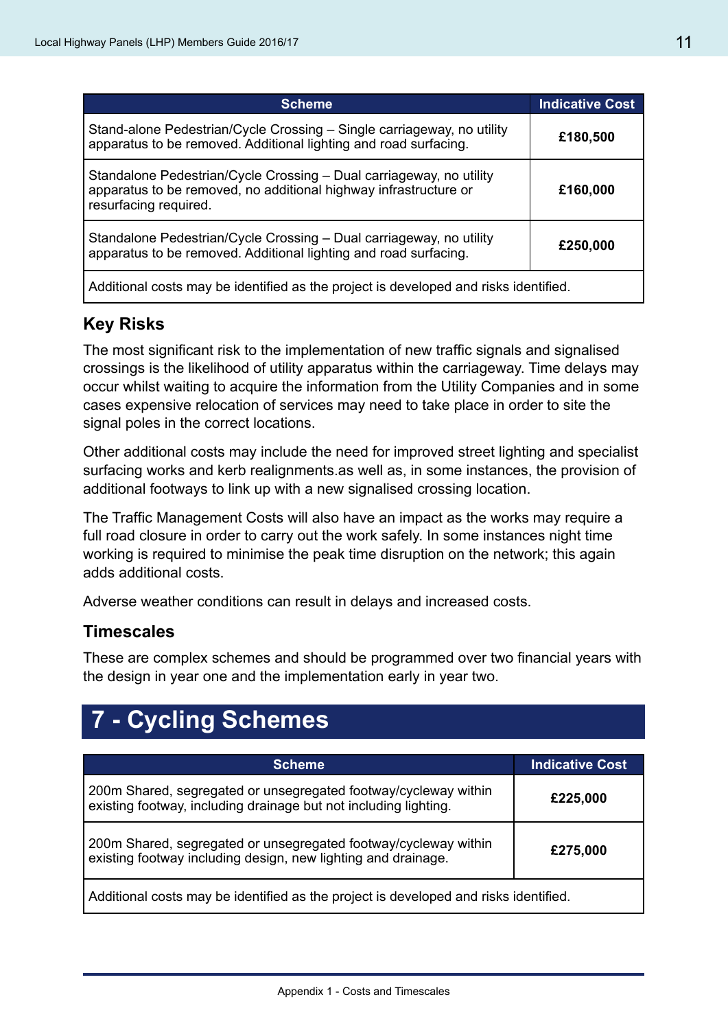| Scheme | Indicative Cost |
|---|---|
| Stand-alone Pedestrian/Cycle Crossing – Single carriageway, no utility apparatus to be removed. Additional lighting and road surfacing. | **£180,500** |
| Standalone Pedestrian/Cycle Crossing – Dual carriageway, no utility apparatus to be removed, no additional highway infrastructure or resurfacing required. | **£160,000** |
| Standalone Pedestrian/Cycle Crossing – Dual carriageway, no utility apparatus to be removed. Additional lighting and road surfacing. | **£250,000** |
| Additional costs may be identified as the project is developed and risks identified. | |

### Key Risks

The most significant risk to the implementation of new traffic signals and signalised crossings is the likelihood of utility apparatus within the carriageway. Time delays may occur whilst waiting to acquire the information from the Utility Companies and in some cases expensive relocation of services may need to take place in order to site the signal poles in the correct locations.

Other additional costs may include the need for improved street lighting and specialist surfacing works and kerb realignments.as well as, in some instances, the provision of additional footways to link up with a new signalised crossing location.

The Traffic Management Costs will also have an impact as the works may require a full road closure in order to carry out the work safely. In some instances night time working is required to minimise the peak time disruption on the network; this again adds additional costs.

Adverse weather conditions can result in delays and increased costs.

### Timescales

These are complex schemes and should be programmed over two financial years with the design in year one and the implementation early in year two.

## 7 - Cycling Schemes

| Scheme | Indicative Cost |
|---|---|
| 200m Shared, segregated or unsegregated footway/cycleway within existing footway, including drainage but not including lighting. | **£225,000** |
| 200m Shared, segregated or unsegregated footway/cycleway within existing footway including design, new lighting and drainage. | **£275,000** |
| Additional costs may be identified as the project is developed and risks identified. | |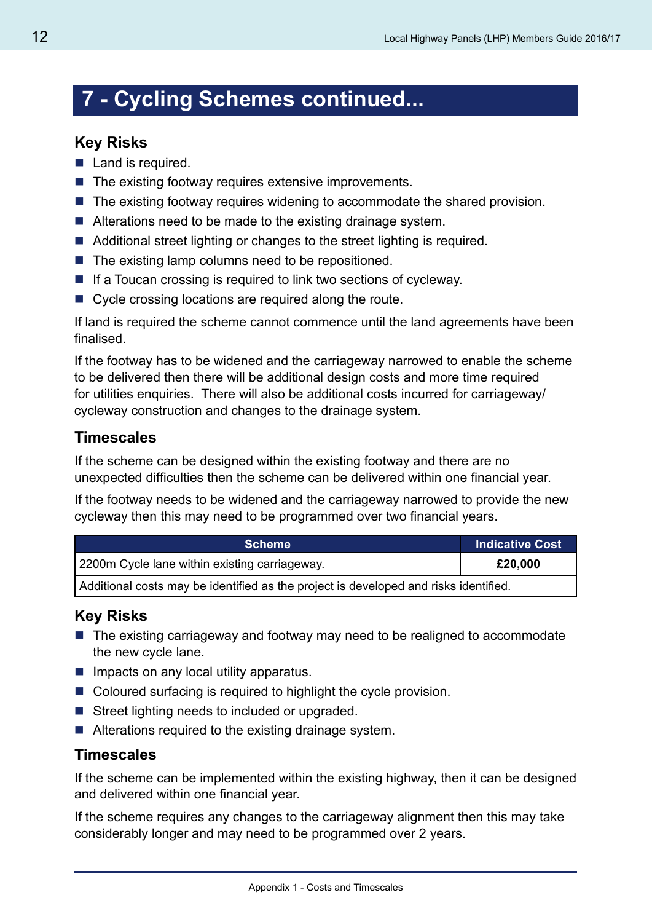# 7 - Cycling Schemes continued...

### Key Risks

- Land is required.
- The existing footway requires extensive improvements.
- The existing footway requires widening to accommodate the shared provision.
- Alterations need to be made to the existing drainage system.
- Additional street lighting or changes to the street lighting is required.
- The existing lamp columns need to be repositioned.
- If a Toucan crossing is required to link two sections of cycleway.
- Cycle crossing locations are required along the route.

If land is required the scheme cannot commence until the land agreements have been finalised.

If the footway has to be widened and the carriageway narrowed to enable the scheme to be delivered then there will be additional design costs and more time required for utilities enquiries. There will also be additional costs incurred for carriageway/cycleway construction and changes to the drainage system.

### Timescales

If the scheme can be designed within the existing footway and there are no unexpected difficulties then the scheme can be delivered within one financial year.

If the footway needs to be widened and the carriageway narrowed to provide the new cycleway then this may need to be programmed over two financial years.

| Scheme | Indicative Cost |
| --- | --- |
| 2200m Cycle lane within existing carriageway. | **£20,000** |
| Additional costs may be identified as the project is developed and risks identified. | |

### Key Risks

- The existing carriageway and footway may need to be realigned to accommodate the new cycle lane.
- Impacts on any local utility apparatus.
- Coloured surfacing is required to highlight the cycle provision.
- Street lighting needs to included or upgraded.
- Alterations required to the existing drainage system.

### Timescales

If the scheme can be implemented within the existing highway, then it can be designed and delivered within one financial year.

If the scheme requires any changes to the carriageway alignment then this may take considerably longer and may need to be programmed over 2 years.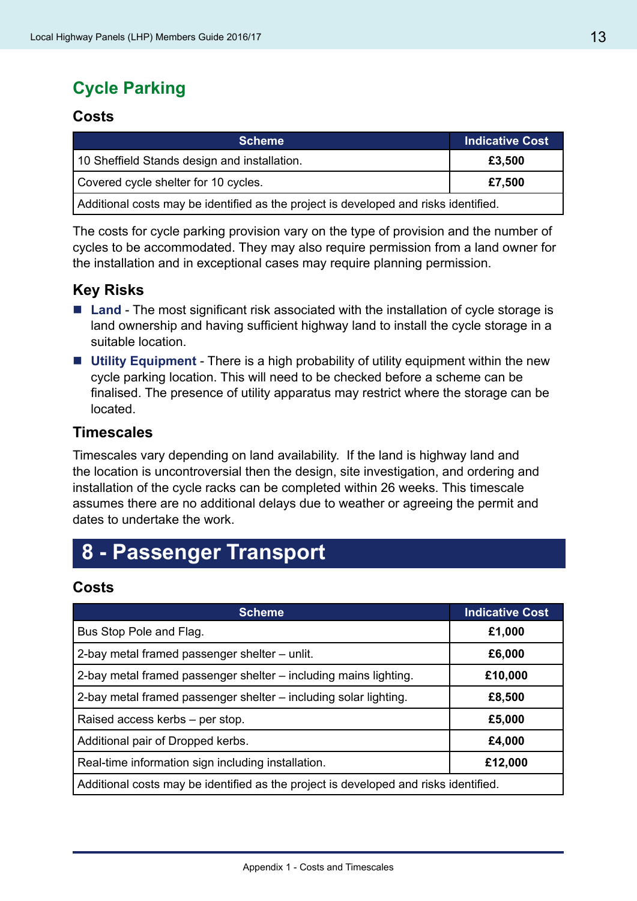## Cycle Parking

### Costs

| Scheme | Indicative Cost |
|---|---|
| 10 Sheffield Stands design and installation. | **£3,500** |
| Covered cycle shelter for 10 cycles. | **£7,500** |
| Additional costs may be identified as the project is developed and risks identified. | |

The costs for cycle parking provision vary on the type of provision and the number of cycles to be accommodated. They may also require permission from a land owner for the installation and in exceptional cases may require planning permission.

### Key Risks

- **Land** - The most significant risk associated with the installation of cycle storage is land ownership and having sufficient highway land to install the cycle storage in a suitable location.
- **Utility Equipment** - There is a high probability of utility equipment within the new cycle parking location. This will need to be checked before a scheme can be finalised. The presence of utility apparatus may restrict where the storage can be located.

### Timescales

Timescales vary depending on land availability. If the land is highway land and the location is uncontroversial then the design, site investigation, and ordering and installation of the cycle racks can be completed within 26 weeks. This timescale assumes there are no additional delays due to weather or agreeing the permit and dates to undertake the work.

# 8 - Passenger Transport

### Costs

| Scheme | Indicative Cost |
|---|---|
| Bus Stop Pole and Flag. | **£1,000** |
| 2-bay metal framed passenger shelter – unlit. | **£6,000** |
| 2-bay metal framed passenger shelter – including mains lighting. | **£10,000** |
| 2-bay metal framed passenger shelter – including solar lighting. | **£8,500** |
| Raised access kerbs – per stop. | **£5,000** |
| Additional pair of Dropped kerbs. | **£4,000** |
| Real-time information sign including installation. | **£12,000** |
| Additional costs may be identified as the project is developed and risks identified. | |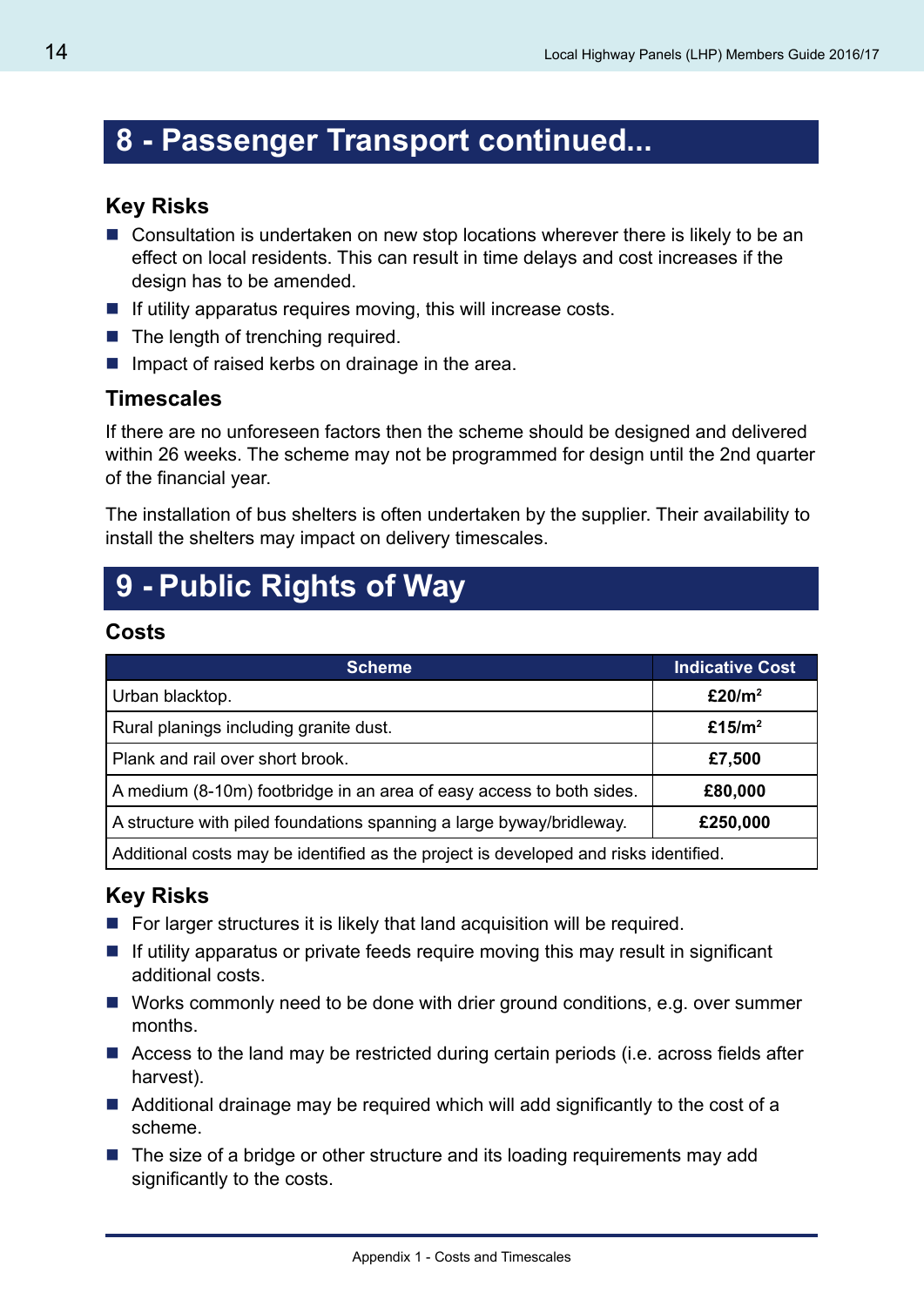# 8 - Passenger Transport continued...

## Key Risks

- Consultation is undertaken on new stop locations wherever there is likely to be an effect on local residents. This can result in time delays and cost increases if the design has to be amended.
- If utility apparatus requires moving, this will increase costs.
- The length of trenching required.
- Impact of raised kerbs on drainage in the area.

## Timescales

If there are no unforeseen factors then the scheme should be designed and delivered within 26 weeks. The scheme may not be programmed for design until the 2nd quarter of the financial year.

The installation of bus shelters is often undertaken by the supplier. Their availability to install the shelters may impact on delivery timescales.

# 9 - Public Rights of Way

## Costs

| Scheme | Indicative Cost |
|---|---|
| Urban blacktop. | **£20/m$^2$** |
| Rural planings including granite dust. | **£15/m$^2$** |
| Plank and rail over short brook. | **£7,500** |
| A medium (8-10m) footbridge in an area of easy access to both sides. | **£80,000** |
| A structure with piled foundations spanning a large byway/bridleway. | **£250,000** |
| Additional costs may be identified as the project is developed and risks identified. | |

## Key Risks

- For larger structures it is likely that land acquisition will be required.
- If utility apparatus or private feeds require moving this may result in significant additional costs.
- Works commonly need to be done with drier ground conditions, e.g. over summer months.
- Access to the land may be restricted during certain periods (i.e. across fields after harvest).
- Additional drainage may be required which will add significantly to the cost of a scheme.
- The size of a bridge or other structure and its loading requirements may add significantly to the costs.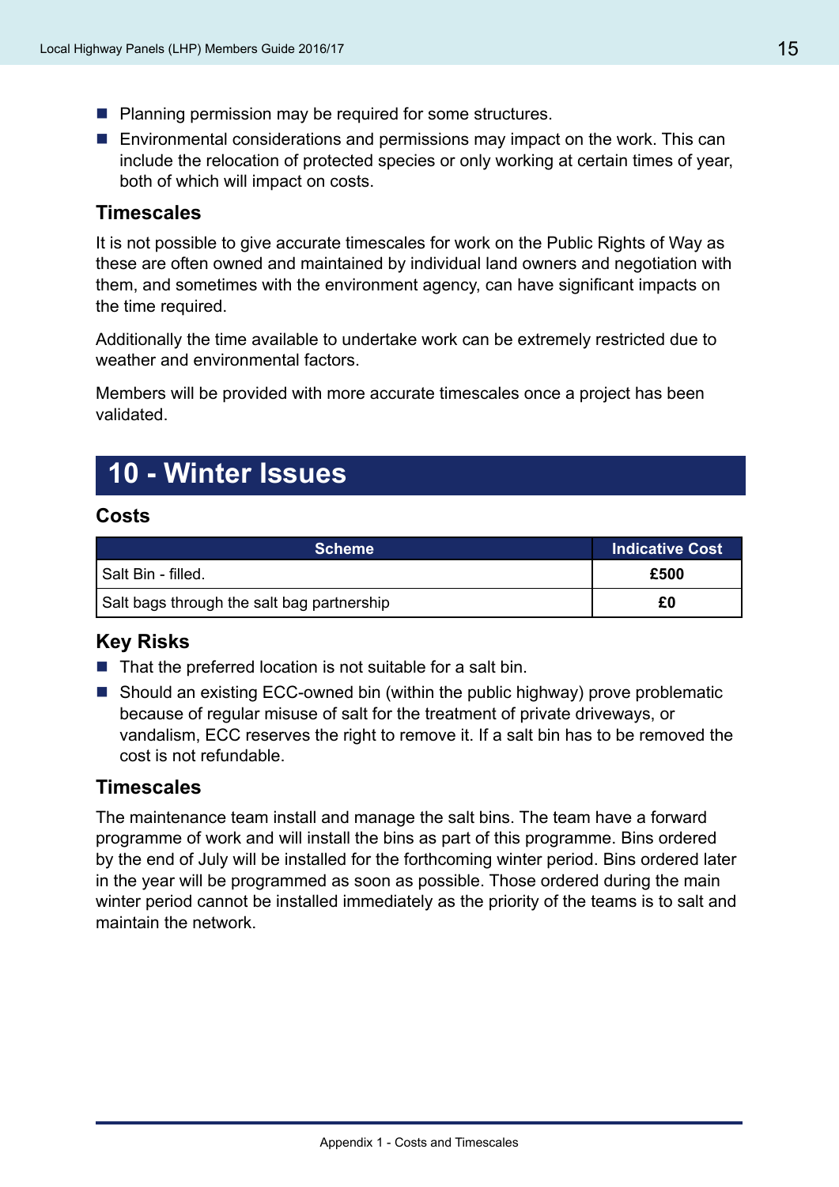- Planning permission may be required for some structures.
- Environmental considerations and permissions may impact on the work. This can include the relocation of protected species or only working at certain times of year, both of which will impact on costs.

### Timescales

It is not possible to give accurate timescales for work on the Public Rights of Way as these are often owned and maintained by individual land owners and negotiation with them, and sometimes with the environment agency, can have significant impacts on the time required.

Additionally the time available to undertake work can be extremely restricted due to weather and environmental factors.

Members will be provided with more accurate timescales once a project has been validated.

## 10 - Winter Issues

### Costs

| Scheme | Indicative Cost |
| --- | --- |
| Salt Bin - filled. | **£500** |
| Salt bags through the salt bag partnership | **£0** |

### Key Risks

- That the preferred location is not suitable for a salt bin.
- Should an existing ECC-owned bin (within the public highway) prove problematic because of regular misuse of salt for the treatment of private driveways, or vandalism, ECC reserves the right to remove it. If a salt bin has to be removed the cost is not refundable.

### Timescales

The maintenance team install and manage the salt bins. The team have a forward programme of work and will install the bins as part of this programme. Bins ordered by the end of July will be installed for the forthcoming winter period. Bins ordered later in the year will be programmed as soon as possible. Those ordered during the main winter period cannot be installed immediately as the priority of the teams is to salt and maintain the network.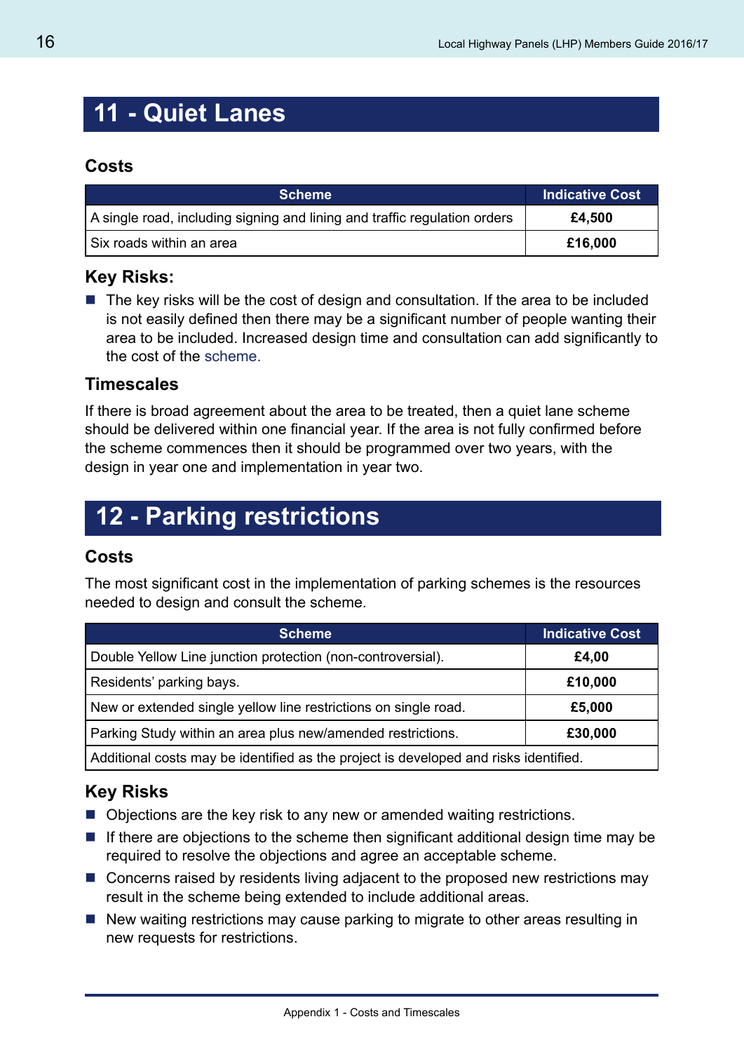## 11 - Quiet Lanes

### Costs

| Scheme | Indicative Cost |
|---|---|
| A single road, including signing and lining and traffic regulation orders | **£4,500** |
| Six roads within an area | **£16,000** |

### Key Risks:

- The key risks will be the cost of design and consultation. If the area to be included is not easily defined then there may be a significant number of people wanting their area to be included. Increased design time and consultation can add significantly to the cost of the scheme.

### Timescales

If there is broad agreement about the area to be treated, then a quiet lane scheme should be delivered within one financial year. If the area is not fully confirmed before the scheme commences then it should be programmed over two years, with the design in year one and implementation in year two.

## 12 - Parking restrictions

### Costs

The most significant cost in the implementation of parking schemes is the resources needed to design and consult the scheme.

| Scheme | Indicative Cost |
|---|---|
| Double Yellow Line junction protection (non-controversial). | **£4,00** |
| Residents' parking bays. | **£10,000** |
| New or extended single yellow line restrictions on single road. | **£5,000** |
| Parking Study within an area plus new/amended restrictions. | **£30,000** |
| Additional costs may be identified as the project is developed and risks identified. | |

### Key Risks

- Objections are the key risk to any new or amended waiting restrictions.
- If there are objections to the scheme then significant additional design time may be required to resolve the objections and agree an acceptable scheme.
- Concerns raised by residents living adjacent to the proposed new restrictions may result in the scheme being extended to include additional areas.
- New waiting restrictions may cause parking to migrate to other areas resulting in new requests for restrictions.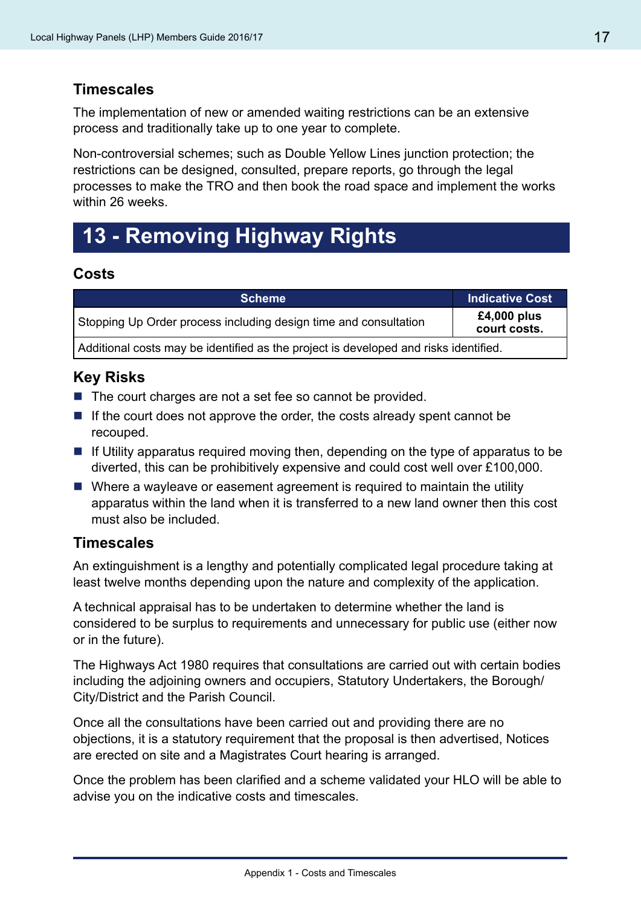### Timescales

The implementation of new or amended waiting restrictions can be an extensive process and traditionally take up to one year to complete.

Non-controversial schemes; such as Double Yellow Lines junction protection; the restrictions can be designed, consulted, prepare reports, go through the legal processes to make the TRO and then book the road space and implement the works within 26 weeks.

## 13 - Removing Highway Rights

### Costs

| Scheme | Indicative Cost |
|---|---|
| Stopping Up Order process including design time and consultation | **£4,000 plus court costs.** |
| Additional costs may be identified as the project is developed and risks identified. | |

### Key Risks

- The court charges are not a set fee so cannot be provided.
- If the court does not approve the order, the costs already spent cannot be recouped.
- If Utility apparatus required moving then, depending on the type of apparatus to be diverted, this can be prohibitively expensive and could cost well over £100,000.
- Where a wayleave or easement agreement is required to maintain the utility apparatus within the land when it is transferred to a new land owner then this cost must also be included.

### Timescales

An extinguishment is a lengthy and potentially complicated legal procedure taking at least twelve months depending upon the nature and complexity of the application.

A technical appraisal has to be undertaken to determine whether the land is considered to be surplus to requirements and unnecessary for public use (either now or in the future).

The Highways Act 1980 requires that consultations are carried out with certain bodies including the adjoining owners and occupiers, Statutory Undertakers, the Borough/ City/District and the Parish Council.

Once all the consultations have been carried out and providing there are no objections, it is a statutory requirement that the proposal is then advertised, Notices are erected on site and a Magistrates Court hearing is arranged.

Once the problem has been clarified and a scheme validated your HLO will be able to advise you on the indicative costs and timescales.